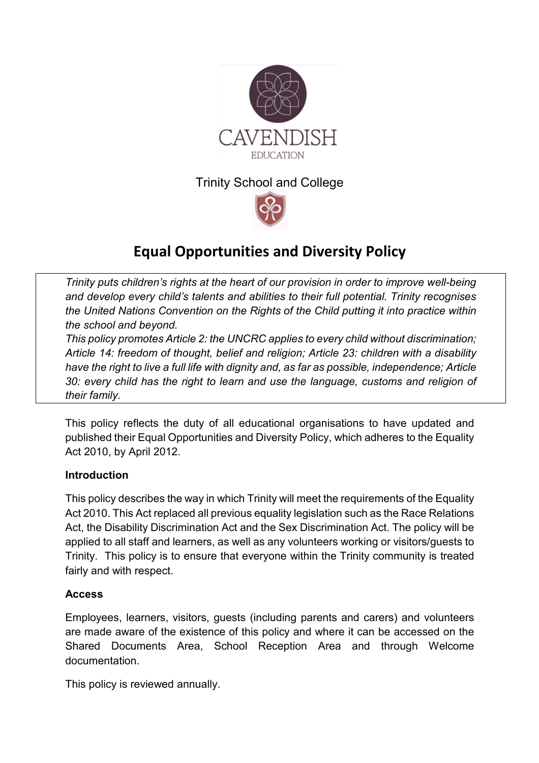CAVENDISH
EDUCATION

Trinity School and College

# Equal Opportunities and Diversity Policy

*Trinity puts children's rights at the heart of our provision in order to improve well-being and develop every child's talents and abilities to their full potential. Trinity recognises the United Nations Convention on the Rights of the Child putting it into practice within the school and beyond.*

*This policy promotes Article 2: the UNCRC applies to every child without discrimination; Article 14: freedom of thought, belief and religion; Article 23: children with a disability have the right to live a full life with dignity and, as far as possible, independence; Article 30: every child has the right to learn and use the language, customs and religion of their family.*

This policy reflects the duty of all educational organisations to have updated and published their Equal Opportunities and Diversity Policy, which adheres to the Equality Act 2010, by April 2012.

**Introduction**

This policy describes the way in which Trinity will meet the requirements of the Equality Act 2010. This Act replaced all previous equality legislation such as the Race Relations Act, the Disability Discrimination Act and the Sex Discrimination Act. The policy will be applied to all staff and learners, as well as any volunteers working or visitors/guests to Trinity. This policy is to ensure that everyone within the Trinity community is treated fairly and with respect.

**Access**

Employees, learners, visitors, guests (including parents and carers) and volunteers are made aware of the existence of this policy and where it can be accessed on the Shared Documents Area, School Reception Area and through Welcome documentation.

This policy is reviewed annually.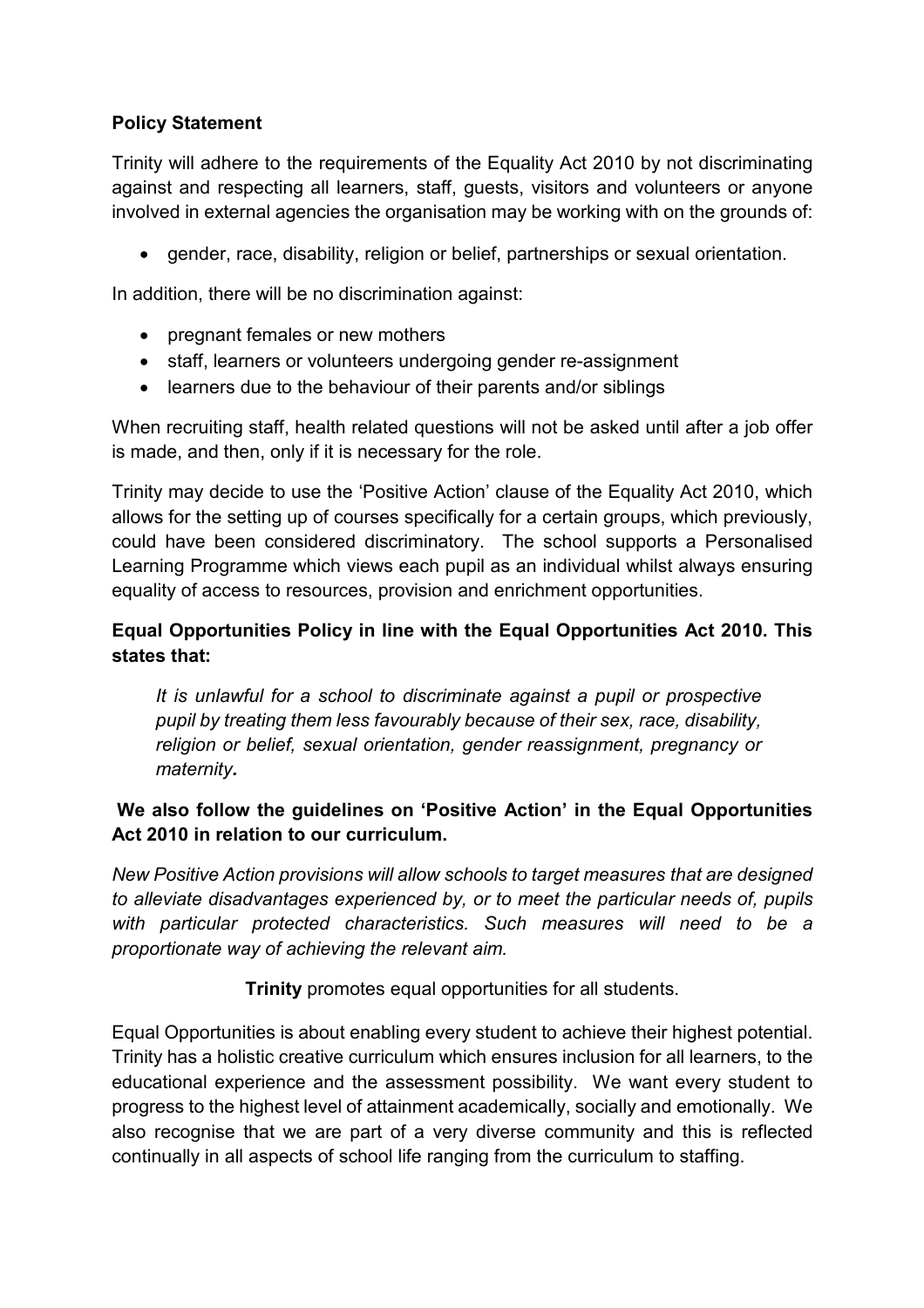**Policy Statement**

Trinity will adhere to the requirements of the Equality Act 2010 by not discriminating against and respecting all learners, staff, guests, visitors and volunteers or anyone involved in external agencies the organisation may be working with on the grounds of:

- gender, race, disability, religion or belief, partnerships or sexual orientation.

In addition, there will be no discrimination against:

- pregnant females or new mothers
- staff, learners or volunteers undergoing gender re-assignment
- learners due to the behaviour of their parents and/or siblings

When recruiting staff, health related questions will not be asked until after a job offer is made, and then, only if it is necessary for the role.

Trinity may decide to use the 'Positive Action' clause of the Equality Act 2010, which allows for the setting up of courses specifically for a certain groups, which previously, could have been considered discriminatory. The school supports a Personalised Learning Programme which views each pupil as an individual whilst always ensuring equality of access to resources, provision and enrichment opportunities.

**Equal Opportunities Policy in line with the Equal Opportunities Act 2010. This states that:**

> *It is unlawful for a school to discriminate against a pupil or prospective pupil by treating them less favourably because of their sex, race, disability, religion or belief, sexual orientation, gender reassignment, pregnancy or maternity.*

**We also follow the guidelines on 'Positive Action' in the Equal Opportunities Act 2010 in relation to our curriculum.**

*New Positive Action provisions will allow schools to target measures that are designed to alleviate disadvantages experienced by, or to meet the particular needs of, pupils with particular protected characteristics. Such measures will need to be a proportionate way of achieving the relevant aim.*

**Trinity** promotes equal opportunities for all students.

Equal Opportunities is about enabling every student to achieve their highest potential. Trinity has a holistic creative curriculum which ensures inclusion for all learners, to the educational experience and the assessment possibility. We want every student to progress to the highest level of attainment academically, socially and emotionally. We also recognise that we are part of a very diverse community and this is reflected continually in all aspects of school life ranging from the curriculum to staffing.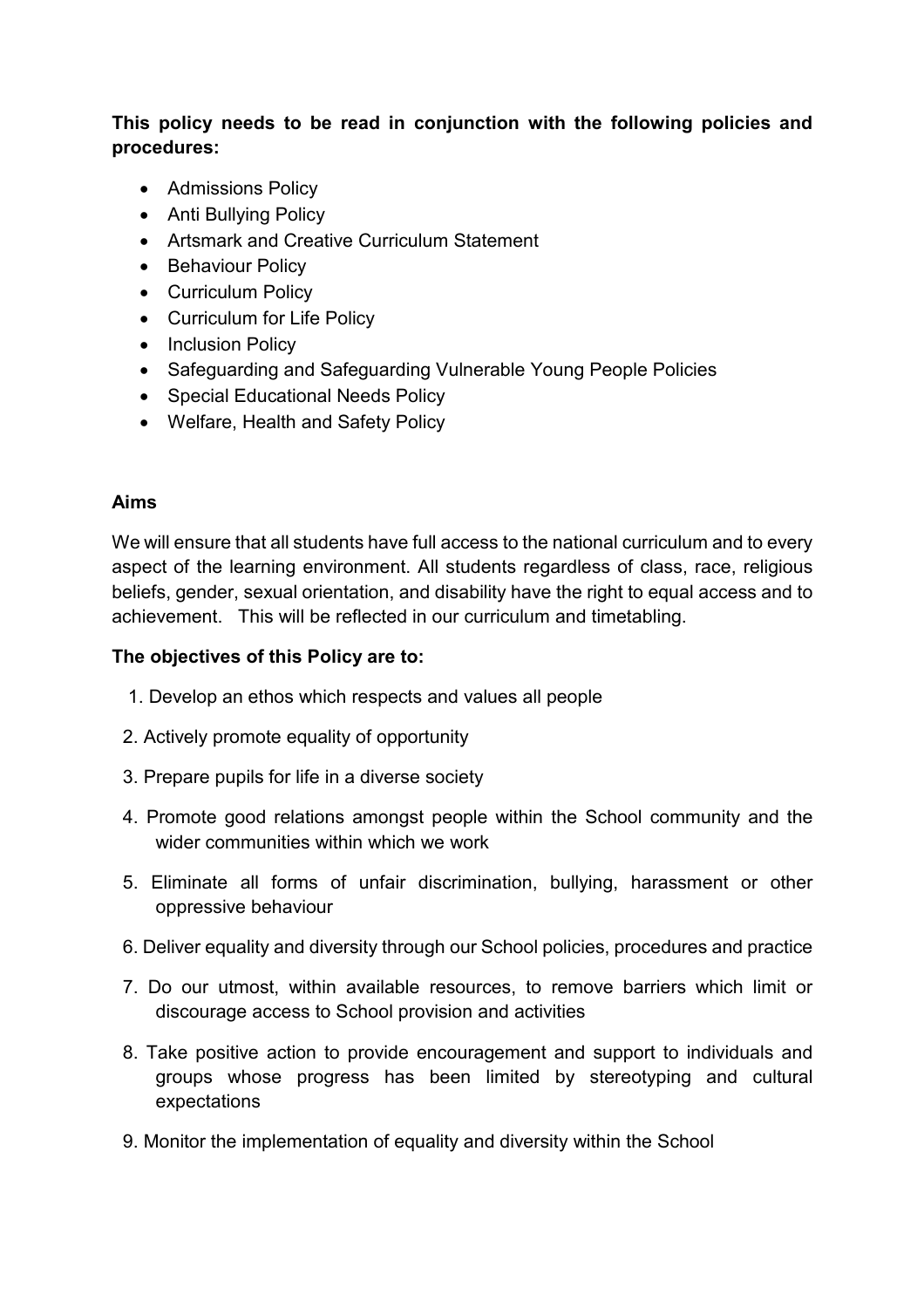**This policy needs to be read in conjunction with the following policies and procedures:**

- Admissions Policy
- Anti Bullying Policy
- Artsmark and Creative Curriculum Statement
- Behaviour Policy
- Curriculum Policy
- Curriculum for Life Policy
- Inclusion Policy
- Safeguarding and Safeguarding Vulnerable Young People Policies
- Special Educational Needs Policy
- Welfare, Health and Safety Policy

**Aims**

We will ensure that all students have full access to the national curriculum and to every aspect of the learning environment. All students regardless of class, race, religious beliefs, gender, sexual orientation, and disability have the right to equal access and to achievement. This will be reflected in our curriculum and timetabling.

**The objectives of this Policy are to:**

1. Develop an ethos which respects and values all people
2. Actively promote equality of opportunity
3. Prepare pupils for life in a diverse society
4. Promote good relations amongst people within the School community and the wider communities within which we work
5. Eliminate all forms of unfair discrimination, bullying, harassment or other oppressive behaviour
6. Deliver equality and diversity through our School policies, procedures and practice
7. Do our utmost, within available resources, to remove barriers which limit or discourage access to School provision and activities
8. Take positive action to provide encouragement and support to individuals and groups whose progress has been limited by stereotyping and cultural expectations
9. Monitor the implementation of equality and diversity within the School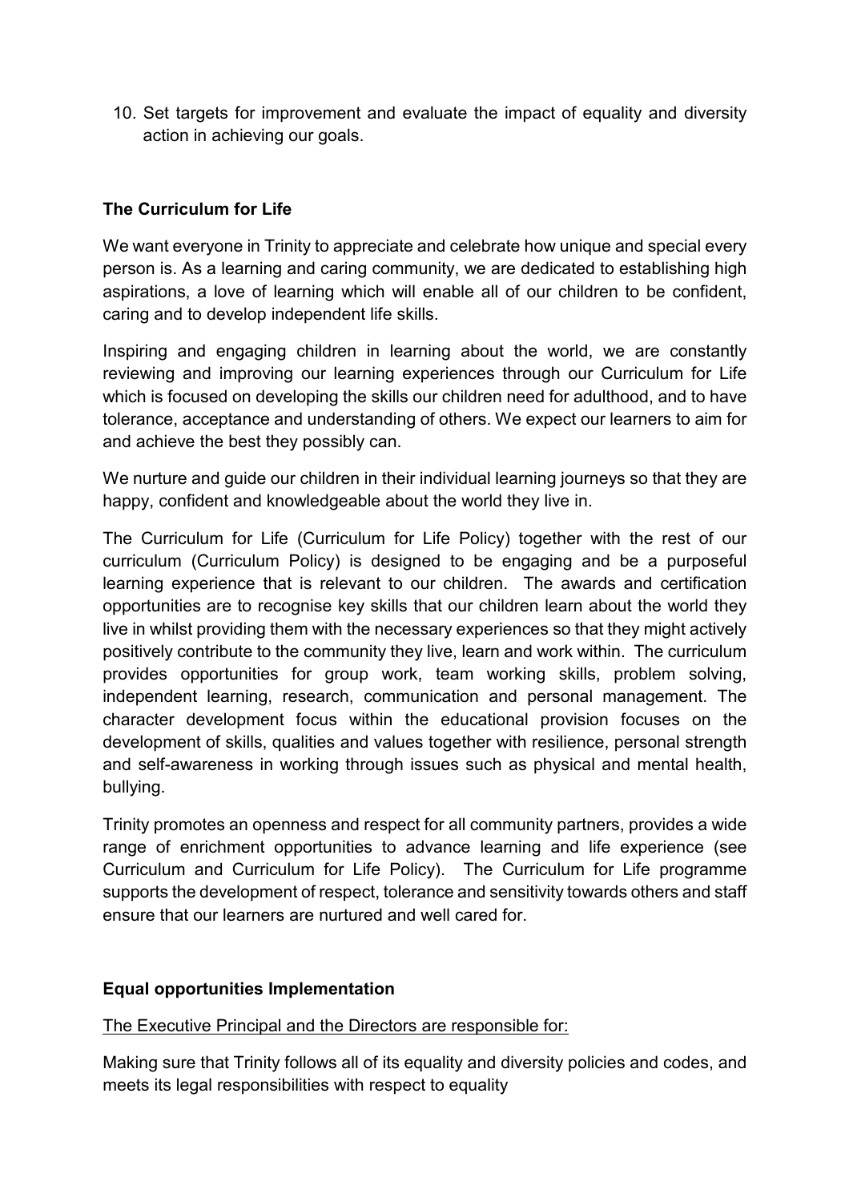10. Set targets for improvement and evaluate the impact of equality and diversity action in achieving our goals.

## The Curriculum for Life

We want everyone in Trinity to appreciate and celebrate how unique and special every person is. As a learning and caring community, we are dedicated to establishing high aspirations, a love of learning which will enable all of our children to be confident, caring and to develop independent life skills.

Inspiring and engaging children in learning about the world, we are constantly reviewing and improving our learning experiences through our Curriculum for Life which is focused on developing the skills our children need for adulthood, and to have tolerance, acceptance and understanding of others. We expect our learners to aim for and achieve the best they possibly can.

We nurture and guide our children in their individual learning journeys so that they are happy, confident and knowledgeable about the world they live in.

The Curriculum for Life (Curriculum for Life Policy) together with the rest of our curriculum (Curriculum Policy) is designed to be engaging and be a purposeful learning experience that is relevant to our children. The awards and certification opportunities are to recognise key skills that our children learn about the world they live in whilst providing them with the necessary experiences so that they might actively positively contribute to the community they live, learn and work within. The curriculum provides opportunities for group work, team working skills, problem solving, independent learning, research, communication and personal management. The character development focus within the educational provision focuses on the development of skills, qualities and values together with resilience, personal strength and self-awareness in working through issues such as physical and mental health, bullying.

Trinity promotes an openness and respect for all community partners, provides a wide range of enrichment opportunities to advance learning and life experience (see Curriculum and Curriculum for Life Policy). The Curriculum for Life programme supports the development of respect, tolerance and sensitivity towards others and staff ensure that our learners are nurtured and well cared for.

## Equal opportunities Implementation

The Executive Principal and the Directors are responsible for:

Making sure that Trinity follows all of its equality and diversity policies and codes, and meets its legal responsibilities with respect to equality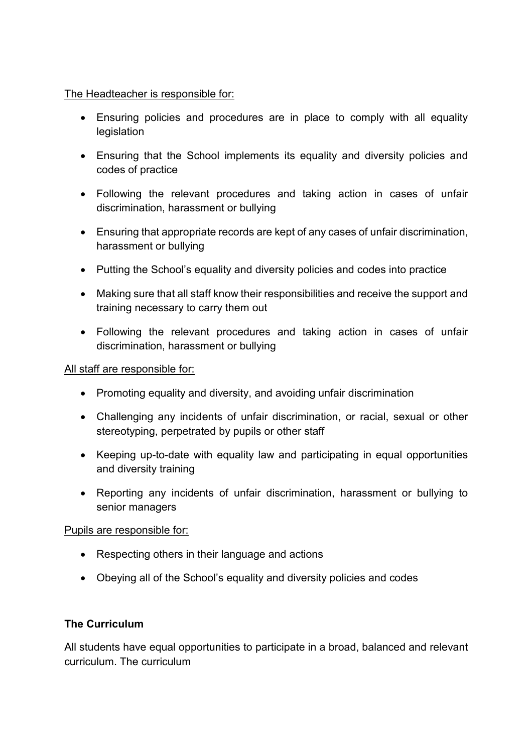The Headteacher is responsible for:

- Ensuring policies and procedures are in place to comply with all equality legislation
- Ensuring that the School implements its equality and diversity policies and codes of practice
- Following the relevant procedures and taking action in cases of unfair discrimination, harassment or bullying
- Ensuring that appropriate records are kept of any cases of unfair discrimination, harassment or bullying
- Putting the School's equality and diversity policies and codes into practice
- Making sure that all staff know their responsibilities and receive the support and training necessary to carry them out
- Following the relevant procedures and taking action in cases of unfair discrimination, harassment or bullying

All staff are responsible for:

- Promoting equality and diversity, and avoiding unfair discrimination
- Challenging any incidents of unfair discrimination, or racial, sexual or other stereotyping, perpetrated by pupils or other staff
- Keeping up-to-date with equality law and participating in equal opportunities and diversity training
- Reporting any incidents of unfair discrimination, harassment or bullying to senior managers

Pupils are responsible for:

- Respecting others in their language and actions
- Obeying all of the School's equality and diversity policies and codes

**The Curriculum**

All students have equal opportunities to participate in a broad, balanced and relevant curriculum. The curriculum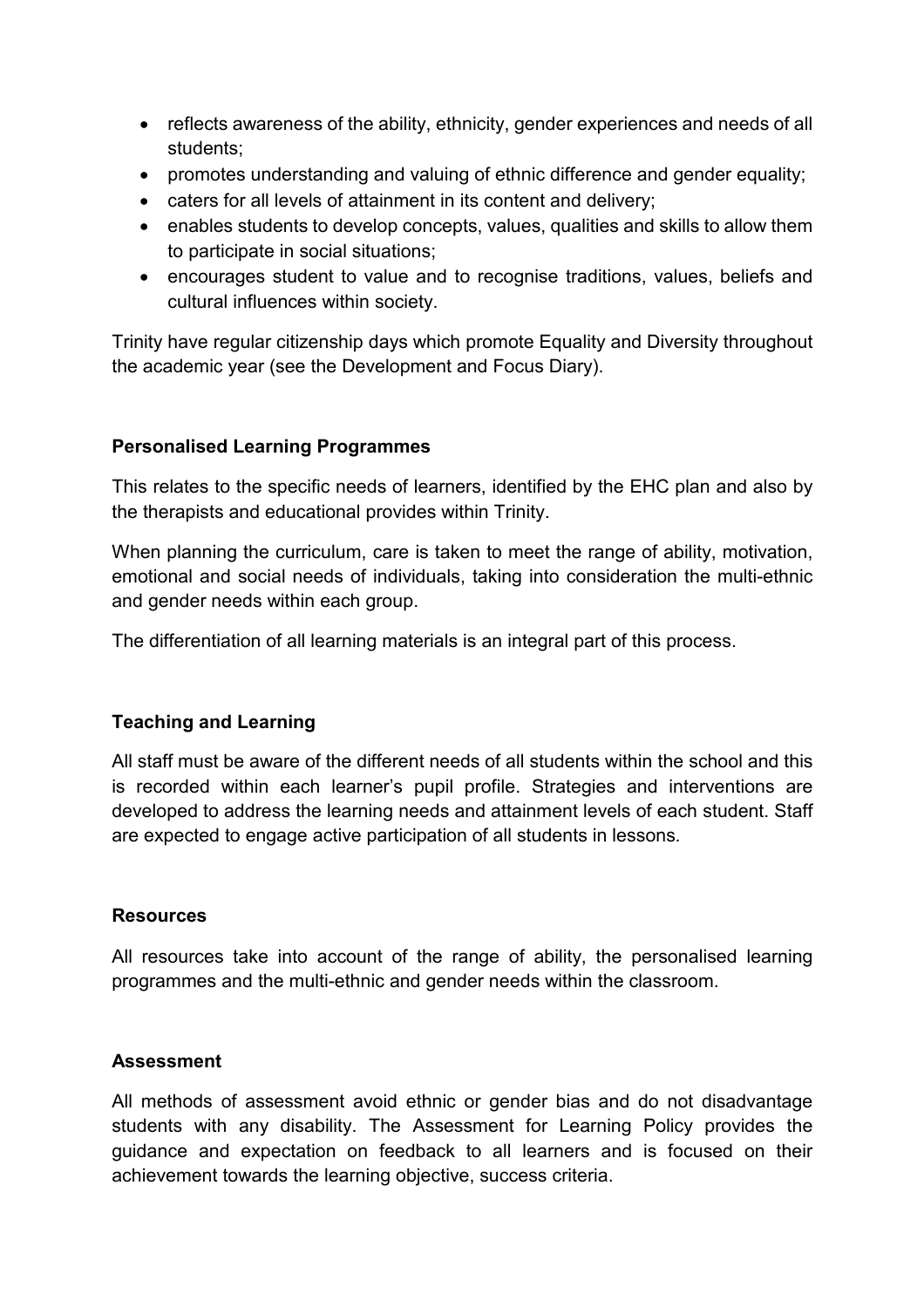- reflects awareness of the ability, ethnicity, gender experiences and needs of all students;
- promotes understanding and valuing of ethnic difference and gender equality;
- caters for all levels of attainment in its content and delivery;
- enables students to develop concepts, values, qualities and skills to allow them to participate in social situations;
- encourages student to value and to recognise traditions, values, beliefs and cultural influences within society.

Trinity have regular citizenship days which promote Equality and Diversity throughout the academic year (see the Development and Focus Diary).

**Personalised Learning Programmes**

This relates to the specific needs of learners, identified by the EHC plan and also by the therapists and educational provides within Trinity.

When planning the curriculum, care is taken to meet the range of ability, motivation, emotional and social needs of individuals, taking into consideration the multi-ethnic and gender needs within each group.

The differentiation of all learning materials is an integral part of this process.

**Teaching and Learning**

All staff must be aware of the different needs of all students within the school and this is recorded within each learner's pupil profile. Strategies and interventions are developed to address the learning needs and attainment levels of each student. Staff are expected to engage active participation of all students in lessons.

**Resources**

All resources take into account of the range of ability, the personalised learning programmes and the multi-ethnic and gender needs within the classroom.

**Assessment**

All methods of assessment avoid ethnic or gender bias and do not disadvantage students with any disability. The Assessment for Learning Policy provides the guidance and expectation on feedback to all learners and is focused on their achievement towards the learning objective, success criteria.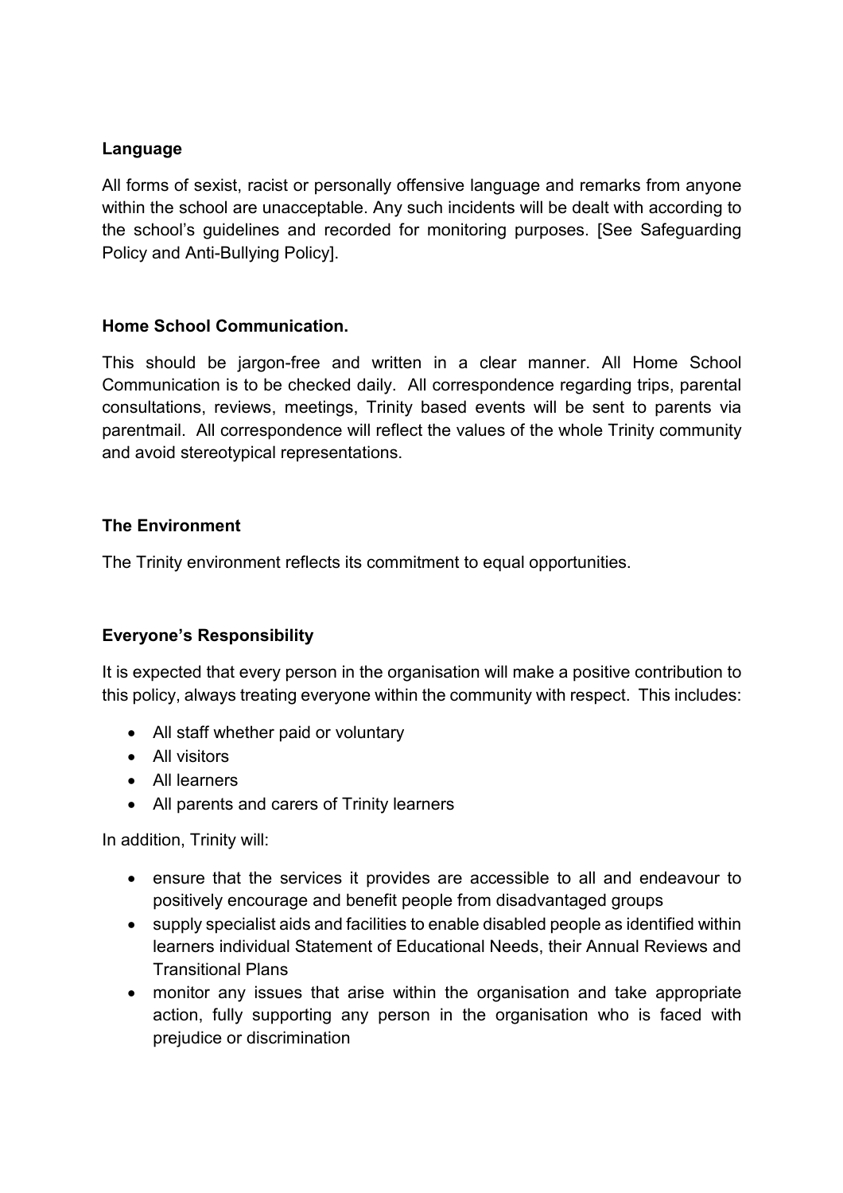**Language**

All forms of sexist, racist or personally offensive language and remarks from anyone within the school are unacceptable. Any such incidents will be dealt with according to the school's guidelines and recorded for monitoring purposes. [See Safeguarding Policy and Anti-Bullying Policy].

**Home School Communication.**

This should be jargon-free and written in a clear manner. All Home School Communication is to be checked daily. All correspondence regarding trips, parental consultations, reviews, meetings, Trinity based events will be sent to parents via parentmail. All correspondence will reflect the values of the whole Trinity community and avoid stereotypical representations.

**The Environment**

The Trinity environment reflects its commitment to equal opportunities.

**Everyone's Responsibility**

It is expected that every person in the organisation will make a positive contribution to this policy, always treating everyone within the community with respect. This includes:

- All staff whether paid or voluntary
- All visitors
- All learners
- All parents and carers of Trinity learners

In addition, Trinity will:

- ensure that the services it provides are accessible to all and endeavour to positively encourage and benefit people from disadvantaged groups
- supply specialist aids and facilities to enable disabled people as identified within learners individual Statement of Educational Needs, their Annual Reviews and Transitional Plans
- monitor any issues that arise within the organisation and take appropriate action, fully supporting any person in the organisation who is faced with prejudice or discrimination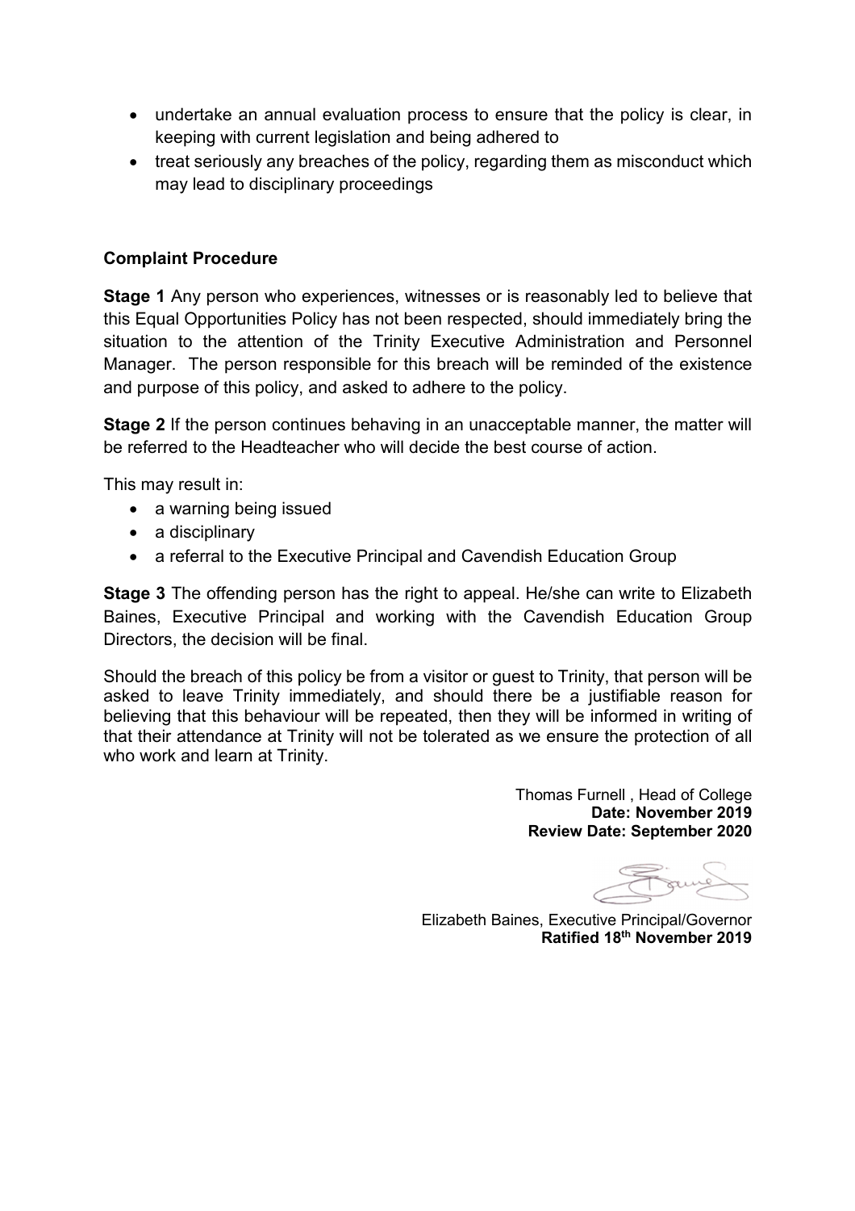- undertake an annual evaluation process to ensure that the policy is clear, in keeping with current legislation and being adhered to
- treat seriously any breaches of the policy, regarding them as misconduct which may lead to disciplinary proceedings

**Complaint Procedure**

**Stage 1** Any person who experiences, witnesses or is reasonably led to believe that this Equal Opportunities Policy has not been respected, should immediately bring the situation to the attention of the Trinity Executive Administration and Personnel Manager. The person responsible for this breach will be reminded of the existence and purpose of this policy, and asked to adhere to the policy.

**Stage 2** If the person continues behaving in an unacceptable manner, the matter will be referred to the Headteacher who will decide the best course of action.

This may result in:

- a warning being issued
- a disciplinary
- a referral to the Executive Principal and Cavendish Education Group

**Stage 3** The offending person has the right to appeal. He/she can write to Elizabeth Baines, Executive Principal and working with the Cavendish Education Group Directors, the decision will be final.

Should the breach of this policy be from a visitor or guest to Trinity, that person will be asked to leave Trinity immediately, and should there be a justifiable reason for believing that this behaviour will be repeated, then they will be informed in writing of that their attendance at Trinity will not be tolerated as we ensure the protection of all who work and learn at Trinity.

Thomas Furnell , Head of College
**Date: November 2019**
**Review Date: September 2020**

Elizabeth Baines, Executive Principal/Governor
**Ratified 18th November 2019**